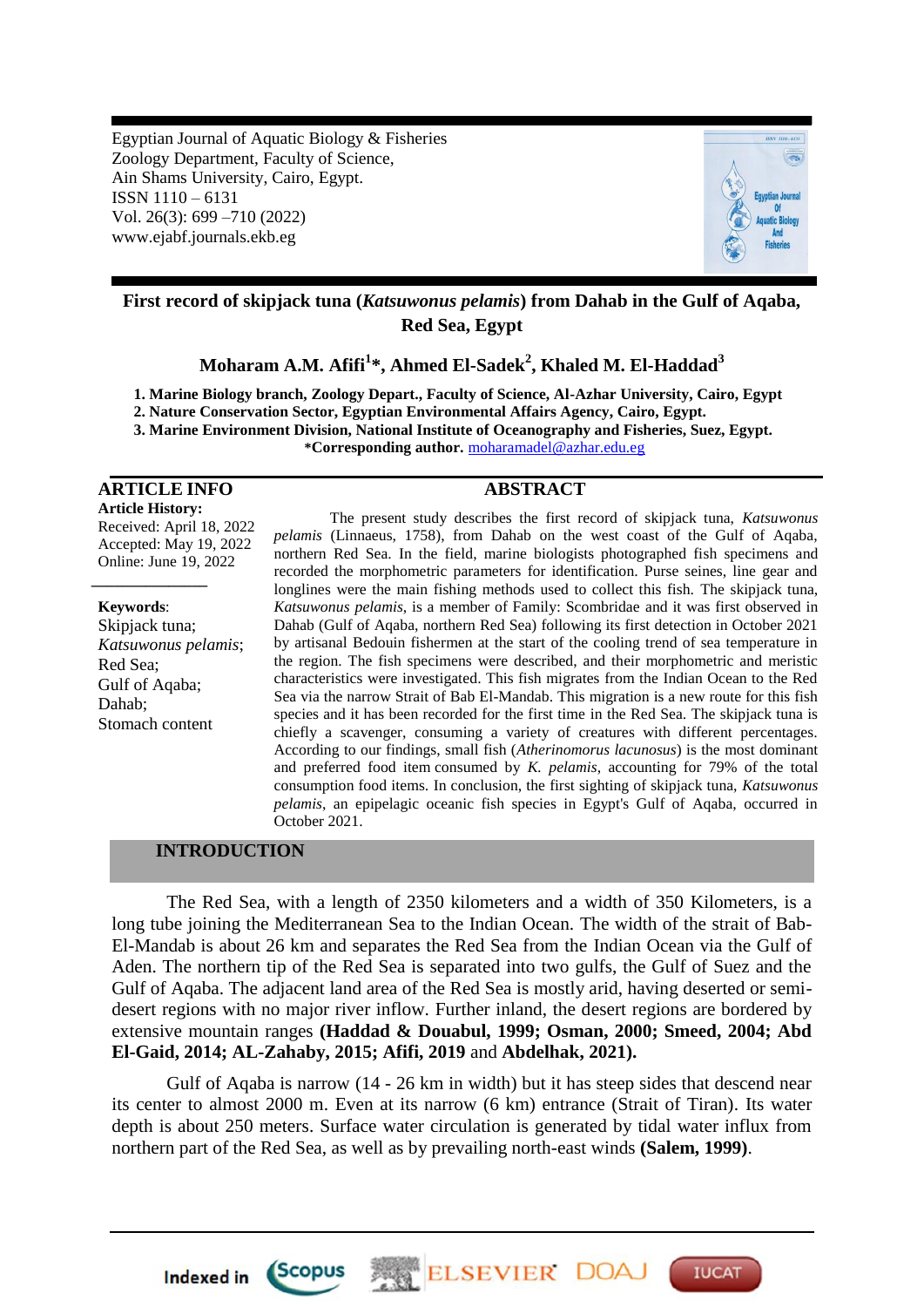Egyptian Journal of Aquatic Biology & Fisheries
Zoology Department, Faculty of Science,
Ain Shams University, Cairo, Egypt.
ISSN 1110 – 6131
Vol. 26(3): 699 –710 (2022)
www.ejabf.journals.ekb.eg

# First record of skipjack tuna (*Katsuwonus pelamis*) from Dahab in the Gulf of Aqaba, Red Sea, Egypt

**Moharam A.M. Afifi[1]*, Ahmed El-Sadek[2], Khaled M. El-Haddad[3]**

**1. Marine Biology branch, Zoology Depart., Faculty of Science, Al-Azhar University, Cairo, Egypt**
**2. Nature Conservation Sector, Egyptian Environmental Affairs Agency, Cairo, Egypt.**
**3. Marine Environment Division, National Institute of Oceanography and Fisheries, Suez, Egypt.**
***Corresponding author.** moharamadel@azhar.edu.eg

## ARTICLE INFO

**Article History:**
Received: April 18, 2022
Accepted: May 19, 2022
Online: June 19, 2022

**Keywords**:
Skipjack tuna;
*Katsuwonus pelamis*;
Red Sea;
Gulf of Aqaba;
Dahab;
Stomach content

## ABSTRACT

The present study describes the first record of skipjack tuna, *Katsuwonus pelamis* (Linnaeus, 1758), from Dahab on the west coast of the Gulf of Aqaba, northern Red Sea. In the field, marine biologists photographed fish specimens and recorded the morphometric parameters for identification. Purse seines, line gear and longlines were the main fishing methods used to collect this fish. The skipjack tuna, *Katsuwonus pelamis*, is a member of Family: Scombridae and it was first observed in Dahab (Gulf of Aqaba, northern Red Sea) following its first detection in October 2021 by artisanal Bedouin fishermen at the start of the cooling trend of sea temperature in the region. The fish specimens were described, and their morphometric and meristic characteristics were investigated. This fish migrates from the Indian Ocean to the Red Sea via the narrow Strait of Bab El-Mandab. This migration is a new route for this fish species and it has been recorded for the first time in the Red Sea. The skipjack tuna is chiefly a scavenger, consuming a variety of creatures with different percentages. According to our findings, small fish (*Atherinomorus lacunosus*) is the most dominant and preferred food item consumed by *K. pelamis*, accounting for 79% of the total consumption food items. In conclusion, the first sighting of skipjack tuna, *Katsuwonus pelamis*, an epipelagic oceanic fish species in Egypt's Gulf of Aqaba, occurred in October 2021.

## INTRODUCTION

The Red Sea, with a length of 2350 kilometers and a width of 350 Kilometers, is a long tube joining the Mediterranean Sea to the Indian Ocean. The width of the strait of Bab-El-Mandab is about 26 km and separates the Red Sea from the Indian Ocean via the Gulf of Aden. The northern tip of the Red Sea is separated into two gulfs, the Gulf of Suez and the Gulf of Aqaba. The adjacent land area of the Red Sea is mostly arid, having deserted or semi-desert regions with no major river inflow. Further inland, the desert regions are bordered by extensive mountain ranges **(Haddad & Douabul, 1999; Osman, 2000; Smeed, 2004; Abd El-Gaid, 2014; AL-Zahaby, 2015; Afifi, 2019** and **Abdelhak, 2021).**

Gulf of Aqaba is narrow (14 - 26 km in width) but it has steep sides that descend near its center to almost 2000 m. Even at its narrow (6 km) entrance (Strait of Tiran). Its water depth is about 250 meters. Surface water circulation is generated by tidal water influx from northern part of the Red Sea, as well as by prevailing north-east winds **(Salem, 1999)**.

Indexed in Scopus ELSEVIER DOAJ IUCAT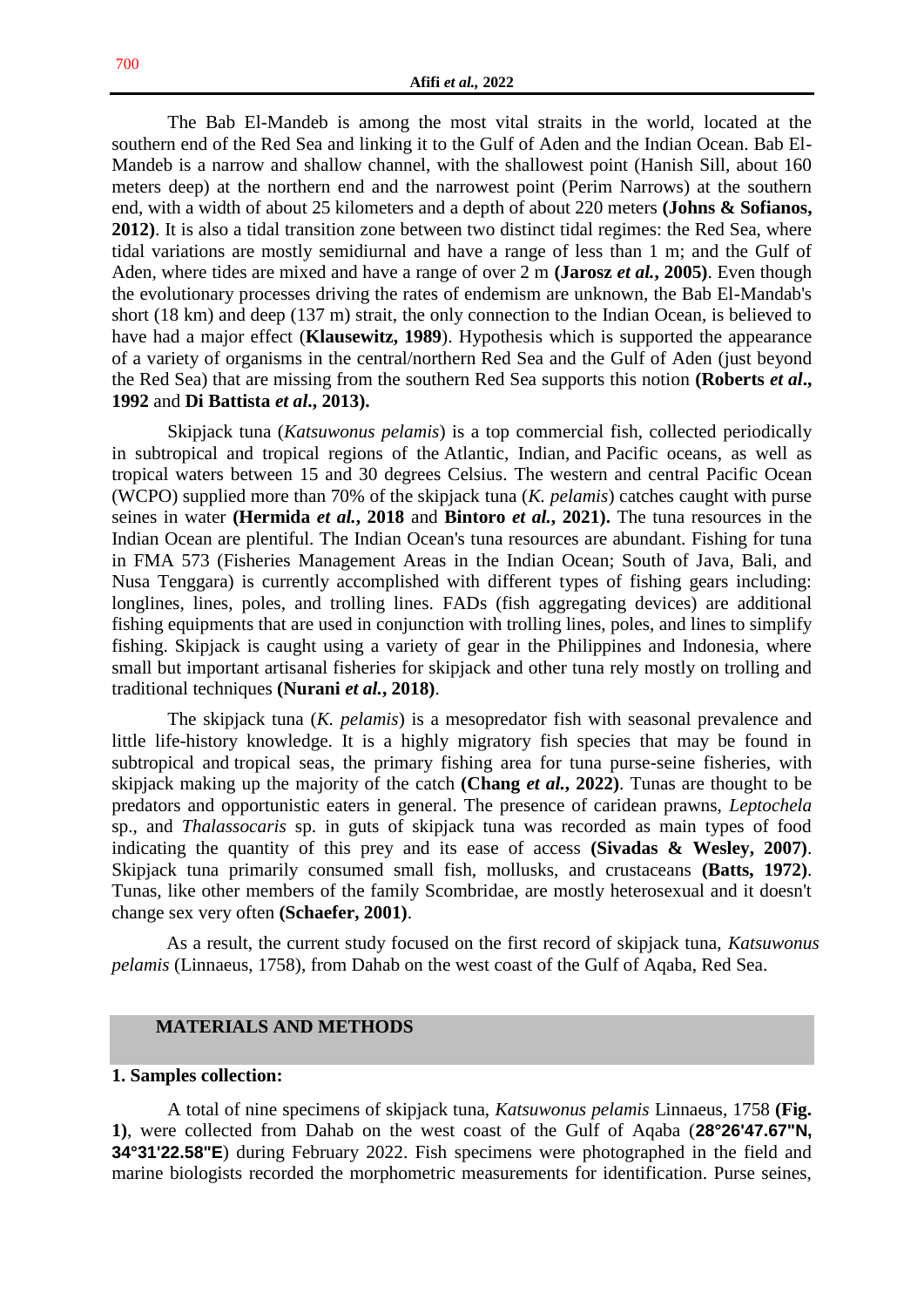The Bab El-Mandeb is among the most vital straits in the world, located at the southern end of the Red Sea and linking it to the Gulf of Aden and the Indian Ocean. Bab El-Mandeb is a narrow and shallow channel, with the shallowest point (Hanish Sill, about 160 meters deep) at the northern end and the narrowest point (Perim Narrows) at the southern end, with a width of about 25 kilometers and a depth of about 220 meters **(Johns & Sofianos, 2012)**. It is also a tidal transition zone between two distinct tidal regimes: the Red Sea, where tidal variations are mostly semidiurnal and have a range of less than 1 m; and the Gulf of Aden, where tides are mixed and have a range of over 2 m **(Jarosz *et al.*, 2005)**. Even though the evolutionary processes driving the rates of endemism are unknown, the Bab El-Mandab's short (18 km) and deep (137 m) strait, the only connection to the Indian Ocean, is believed to have had a major effect (**Klausewitz, 1989**). Hypothesis which is supported the appearance of a variety of organisms in the central/northern Red Sea and the Gulf of Aden (just beyond the Red Sea) that are missing from the southern Red Sea supports this notion **(Roberts *et al*., 1992** and **Di Battista *et al*., 2013).**

Skipjack tuna (*Katsuwonus pelamis*) is a top commercial fish, collected periodically in subtropical and tropical regions of the Atlantic, Indian, and Pacific oceans, as well as tropical waters between 15 and 30 degrees Celsius. The western and central Pacific Ocean (WCPO) supplied more than 70% of the skipjack tuna (*K. pelamis*) catches caught with purse seines in water **(Hermida *et al.*, 2018** and **Bintoro *et al.*, 2021).** The tuna resources in the Indian Ocean are plentiful. The Indian Ocean's tuna resources are abundant. Fishing for tuna in FMA 573 (Fisheries Management Areas in the Indian Ocean; South of Java, Bali, and Nusa Tenggara) is currently accomplished with different types of fishing gears including: longlines, lines, poles, and trolling lines. FADs (fish aggregating devices) are additional fishing equipments that are used in conjunction with trolling lines, poles, and lines to simplify fishing. Skipjack is caught using a variety of gear in the Philippines and Indonesia, where small but important artisanal fisheries for skipjack and other tuna rely mostly on trolling and traditional techniques **(Nurani *et al.*, 2018)**.

The skipjack tuna (*K. pelamis*) is a mesopredator fish with seasonal prevalence and little life-history knowledge. It is a highly migratory fish species that may be found in subtropical and tropical seas, the primary fishing area for tuna purse-seine fisheries, with skipjack making up the majority of the catch **(Chang *et al.*, 2022)**. Tunas are thought to be predators and opportunistic eaters in general. The presence of caridean prawns, *Leptochela* sp., and *Thalassocaris* sp. in guts of skipjack tuna was recorded as main types of food indicating the quantity of this prey and its ease of access **(Sivadas & Wesley, 2007)**. Skipjack tuna primarily consumed small fish, mollusks, and crustaceans **(Batts, 1972)**. Tunas, like other members of the family Scombridae, are mostly heterosexual and it doesn't change sex very often **(Schaefer, 2001)**.

As a result, the current study focused on the first record of skipjack tuna, *Katsuwonus pelamis* (Linnaeus, 1758), from Dahab on the west coast of the Gulf of Aqaba, Red Sea.

## MATERIALS AND METHODS

### 1. Samples collection:

A total of nine specimens of skipjack tuna, *Katsuwonus pelamis* Linnaeus, 1758 **(Fig. 1)**, were collected from Dahab on the west coast of the Gulf of Aqaba (**28°26'47.67"N, 34°31'22.58"E**) during February 2022. Fish specimens were photographed in the field and marine biologists recorded the morphometric measurements for identification. Purse seines,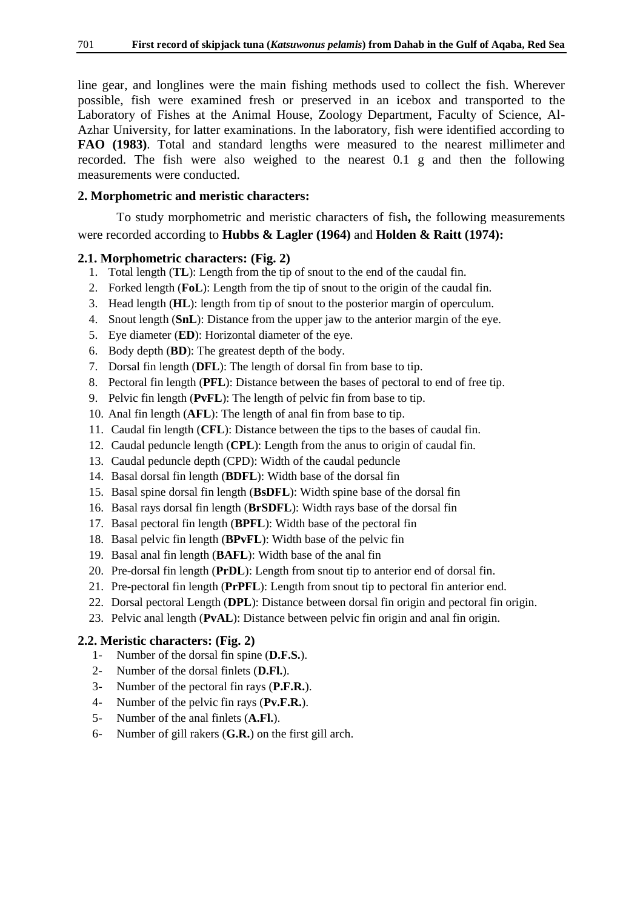line gear, and longlines were the main fishing methods used to collect the fish. Wherever possible, fish were examined fresh or preserved in an icebox and transported to the Laboratory of Fishes at the Animal House, Zoology Department, Faculty of Science, Al-Azhar University, for latter examinations. In the laboratory, fish were identified according to **FAO (1983)**. Total and standard lengths were measured to the nearest millimeter and recorded. The fish were also weighed to the nearest 0.1 g and then the following measurements were conducted.

### 2. Morphometric and meristic characters:

To study morphometric and meristic characters of fish**,** the following measurements were recorded according to **Hubbs & Lagler (1964)** and **Holden & Raitt (1974):**

#### 2.1. Morphometric characters: (Fig. 2)

1. Total length (**TL**): Length from the tip of snout to the end of the caudal fin.
2. Forked length (**FoL**): Length from the tip of snout to the origin of the caudal fin.
3. Head length (**HL**): length from tip of snout to the posterior margin of operculum.
4. Snout length (**SnL**): Distance from the upper jaw to the anterior margin of the eye.
5. Eye diameter (**ED**): Horizontal diameter of the eye.
6. Body depth (**BD**): The greatest depth of the body.
7. Dorsal fin length (**DFL**): The length of dorsal fin from base to tip.
8. Pectoral fin length (**PFL**): Distance between the bases of pectoral to end of free tip.
9. Pelvic fin length (**PvFL**): The length of pelvic fin from base to tip.
10. Anal fin length (**AFL**): The length of anal fin from base to tip.
11. Caudal fin length (**CFL**): Distance between the tips to the bases of caudal fin.
12. Caudal peduncle length (**CPL**): Length from the anus to origin of caudal fin.
13. Caudal peduncle depth (CPD): Width of the caudal peduncle
14. Basal dorsal fin length (**BDFL**): Width base of the dorsal fin
15. Basal spine dorsal fin length (**BsDFL**): Width spine base of the dorsal fin
16. Basal rays dorsal fin length (**BrSDFL**): Width rays base of the dorsal fin
17. Basal pectoral fin length (**BPFL**): Width base of the pectoral fin
18. Basal pelvic fin length (**BPvFL**): Width base of the pelvic fin
19. Basal anal fin length (**BAFL**): Width base of the anal fin
20. Pre-dorsal fin length (**PrDL**): Length from snout tip to anterior end of dorsal fin.
21. Pre-pectoral fin length (**PrPFL**): Length from snout tip to pectoral fin anterior end.
22. Dorsal pectoral Length (**DPL**): Distance between dorsal fin origin and pectoral fin origin.
23. Pelvic anal length (**PvAL**): Distance between pelvic fin origin and anal fin origin.

#### 2.2. Meristic characters: (Fig. 2)

1- Number of the dorsal fin spine (**D.F.S.**).
2- Number of the dorsal finlets (**D.Fl.**).
3- Number of the pectoral fin rays (**P.F.R.**).
4- Number of the pelvic fin rays (**Pv.F.R.**).
5- Number of the anal finlets (**A.Fl.**).
6- Number of gill rakers (**G.R.**) on the first gill arch.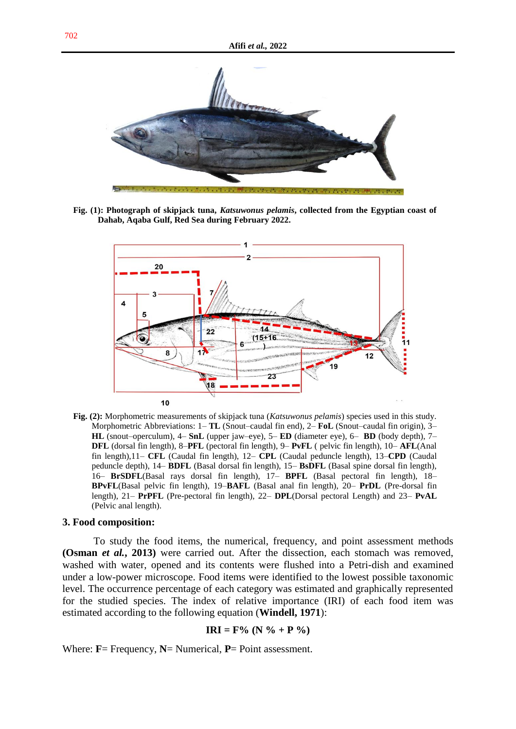**Fig. (1): Photograph of skipjack tuna, *Katsuwonus pelamis*, collected from the Egyptian coast of Dahab, Aqaba Gulf, Red Sea during February 2022.**

**Fig. (2):** Morphometric measurements of skipjack tuna (*Katsuwonus pelamis*) species used in this study. Morphometric Abbreviations: 1– **TL** (Snout–caudal fin end), 2– **FoL** (Snout–caudal fin origin), 3– **HL** (snout–operculum), 4– **SnL** (upper jaw–eye), 5– **ED** (diameter eye), 6– **BD** (body depth), 7– **DFL** (dorsal fin length), 8–**PFL** (pectoral fin length), 9– **PvFL** ( pelvic fin length), 10– **AFL**(Anal fin length),11– **CFL** (Caudal fin length), 12– **CPL** (Caudal peduncle length), 13–**CPD** (Caudal peduncle depth), 14– **BDFL** (Basal dorsal fin length), 15– **BsDFL** (Basal spine dorsal fin length), 16– **BrSDFL**(Basal rays dorsal fin length), 17– **BPFL** (Basal pectoral fin length), 18– **BPvFL**(Basal pelvic fin length), 19–**BAFL** (Basal anal fin length), 20– **PrDL** (Pre-dorsal fin length), 21– **PrPFL** (Pre-pectoral fin length), 22– **DPL**(Dorsal pectoral Length) and 23– **PvAL** (Pelvic anal length).

### 3. Food composition:

To study the food items, the numerical, frequency, and point assessment methods **(Osman *et al.*, 2013)** were carried out. After the dissection, each stomach was removed, washed with water, opened and its contents were flushed into a Petri-dish and examined under a low-power microscope. Food items were identified to the lowest possible taxonomic level. The occurrence percentage of each category was estimated and graphically represented for the studied species. The index of relative importance (IRI) of each food item was estimated according to the following equation (**Windell, 1971**):

$$\mathbf{IRI = F\% \,(N\,\% + P\,\%)}$$

Where: **F**= Frequency, **N**= Numerical, **P**= Point assessment.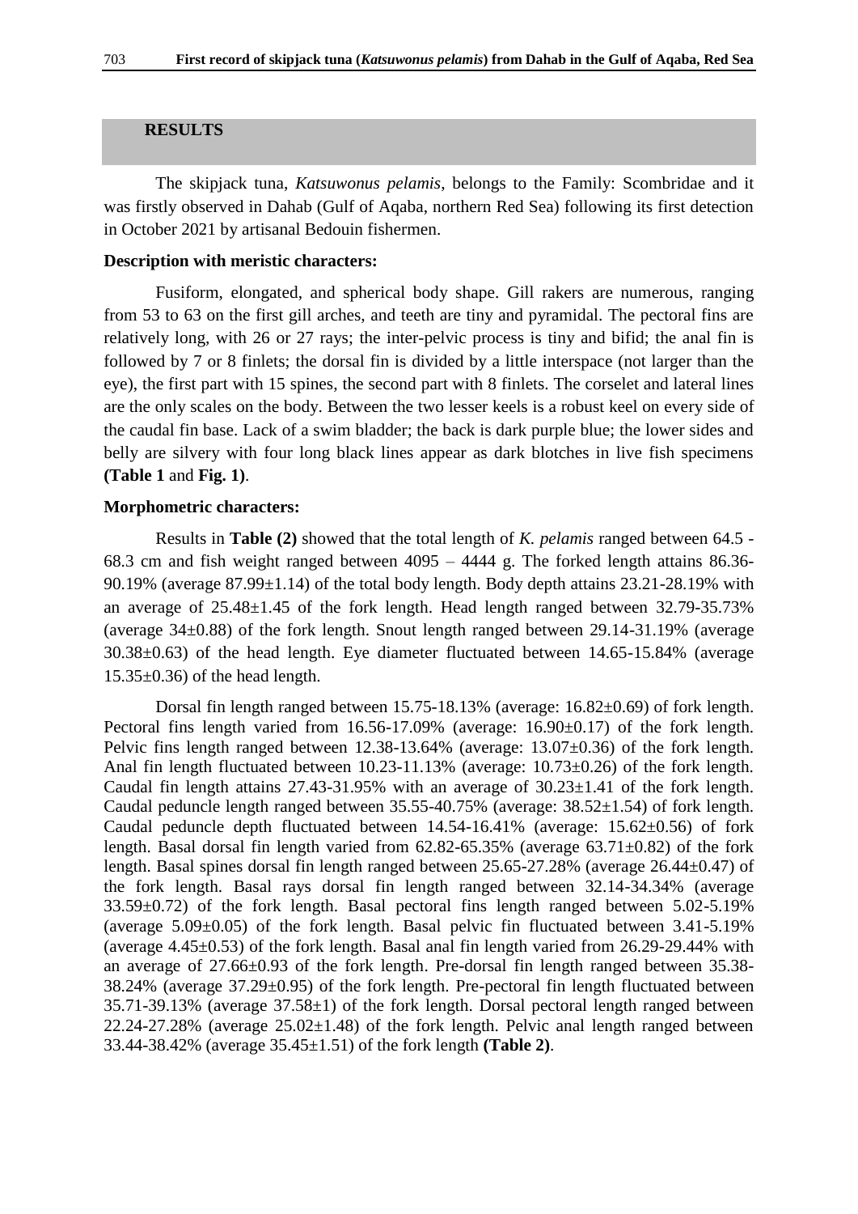## RESULTS

The skipjack tuna, *Katsuwonus pelamis*, belongs to the Family: Scombridae and it was firstly observed in Dahab (Gulf of Aqaba, northern Red Sea) following its first detection in October 2021 by artisanal Bedouin fishermen.

### Description with meristic characters:

Fusiform, elongated, and spherical body shape. Gill rakers are numerous, ranging from 53 to 63 on the first gill arches, and teeth are tiny and pyramidal. The pectoral fins are relatively long, with 26 or 27 rays; the inter-pelvic process is tiny and bifid; the anal fin is followed by 7 or 8 finlets; the dorsal fin is divided by a little interspace (not larger than the eye), the first part with 15 spines, the second part with 8 finlets. The corselet and lateral lines are the only scales on the body. Between the two lesser keels is a robust keel on every side of the caudal fin base. Lack of a swim bladder; the back is dark purple blue; the lower sides and belly are silvery with four long black lines appear as dark blotches in live fish specimens **(Table 1** and **Fig. 1)**.

### Morphometric characters:

Results in **Table (2)** showed that the total length of *K. pelamis* ranged between 64.5 - 68.3 cm and fish weight ranged between 4095 – 4444 g. The forked length attains 86.36-90.19% (average 87.99±1.14) of the total body length. Body depth attains 23.21-28.19% with an average of 25.48±1.45 of the fork length. Head length ranged between 32.79-35.73% (average 34±0.88) of the fork length. Snout length ranged between 29.14-31.19% (average 30.38±0.63) of the head length. Eye diameter fluctuated between 14.65-15.84% (average 15.35±0.36) of the head length.

Dorsal fin length ranged between 15.75-18.13% (average: 16.82±0.69) of fork length. Pectoral fins length varied from 16.56-17.09% (average: 16.90±0.17) of the fork length. Pelvic fins length ranged between 12.38-13.64% (average: 13.07±0.36) of the fork length. Anal fin length fluctuated between 10.23-11.13% (average: 10.73±0.26) of the fork length. Caudal fin length attains 27.43-31.95% with an average of 30.23±1.41 of the fork length. Caudal peduncle length ranged between 35.55-40.75% (average: 38.52±1.54) of fork length. Caudal peduncle depth fluctuated between 14.54-16.41% (average: 15.62±0.56) of fork length. Basal dorsal fin length varied from 62.82-65.35% (average 63.71±0.82) of the fork length. Basal spines dorsal fin length ranged between 25.65-27.28% (average 26.44±0.47) of the fork length. Basal rays dorsal fin length ranged between 32.14-34.34% (average 33.59±0.72) of the fork length. Basal pectoral fins length ranged between 5.02-5.19% (average 5.09±0.05) of the fork length. Basal pelvic fin fluctuated between 3.41-5.19% (average 4.45±0.53) of the fork length. Basal anal fin length varied from 26.29-29.44% with an average of 27.66±0.93 of the fork length. Pre-dorsal fin length ranged between 35.38-38.24% (average 37.29±0.95) of the fork length. Pre-pectoral fin length fluctuated between 35.71-39.13% (average 37.58±1) of the fork length. Dorsal pectoral length ranged between 22.24-27.28% (average 25.02±1.48) of the fork length. Pelvic anal length ranged between 33.44-38.42% (average 35.45±1.51) of the fork length **(Table 2)**.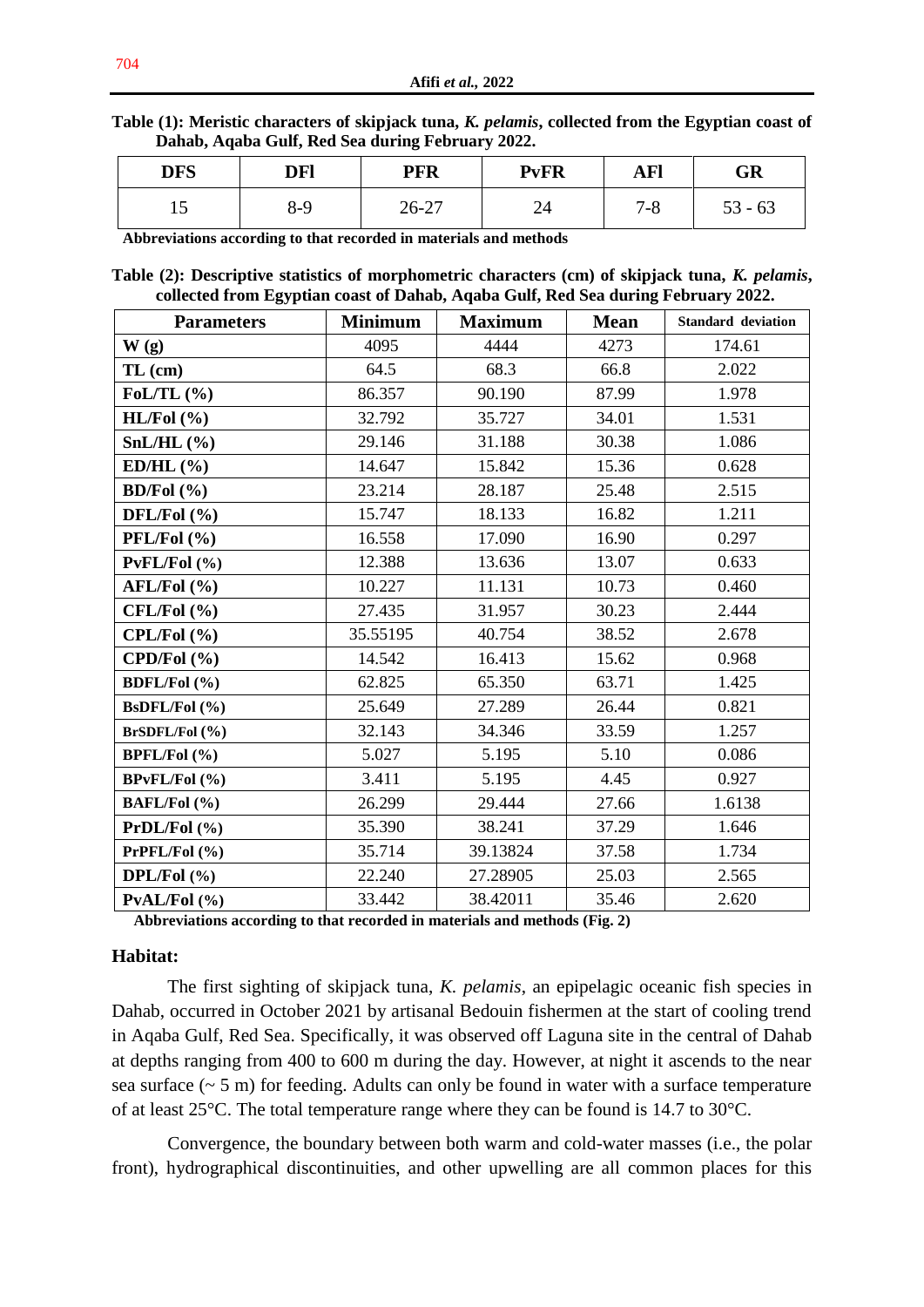**Table (1): Meristic characters of skipjack tuna, *K. pelamis*, collected from the Egyptian coast of Dahab, Aqaba Gulf, Red Sea during February 2022.**

| DFS | DFl | PFR | PvFR | AFl | GR |
|---|---|---|---|---|---|
| 15 | 8-9 | 26-27 | 24 | 7-8 | 53 - 63 |

**Abbreviations according to that recorded in materials and methods**

**Table (2): Descriptive statistics of morphometric characters (cm) of skipjack tuna, *K. pelamis*, collected from Egyptian coast of Dahab, Aqaba Gulf, Red Sea during February 2022.**

| Parameters | Minimum | Maximum | Mean | Standard deviation |
|---|---|---|---|---|
| **W (g)** | 4095 | 4444 | 4273 | 174.61 |
| **TL (cm)** | 64.5 | 68.3 | 66.8 | 2.022 |
| **FoL/TL (%)** | 86.357 | 90.190 | 87.99 | 1.978 |
| **HL/Fol (%)** | 32.792 | 35.727 | 34.01 | 1.531 |
| **SnL/HL (%)** | 29.146 | 31.188 | 30.38 | 1.086 |
| **ED/HL (%)** | 14.647 | 15.842 | 15.36 | 0.628 |
| **BD/Fol (%)** | 23.214 | 28.187 | 25.48 | 2.515 |
| **DFL/Fol (%)** | 15.747 | 18.133 | 16.82 | 1.211 |
| **PFL/Fol (%)** | 16.558 | 17.090 | 16.90 | 0.297 |
| **PvFL/Fol (%)** | 12.388 | 13.636 | 13.07 | 0.633 |
| **AFL/Fol (%)** | 10.227 | 11.131 | 10.73 | 0.460 |
| **CFL/Fol (%)** | 27.435 | 31.957 | 30.23 | 2.444 |
| **CPL/Fol (%)** | 35.55195 | 40.754 | 38.52 | 2.678 |
| **CPD/Fol (%)** | 14.542 | 16.413 | 15.62 | 0.968 |
| **BDFL/Fol (%)** | 62.825 | 65.350 | 63.71 | 1.425 |
| **BsDFL/Fol (%)** | 25.649 | 27.289 | 26.44 | 0.821 |
| **BrSDFL/Fol (%)** | 32.143 | 34.346 | 33.59 | 1.257 |
| **BPFL/Fol (%)** | 5.027 | 5.195 | 5.10 | 0.086 |
| **BPvFL/Fol (%)** | 3.411 | 5.195 | 4.45 | 0.927 |
| **BAFL/Fol (%)** | 26.299 | 29.444 | 27.66 | 1.6138 |
| **PrDL/Fol (%)** | 35.390 | 38.241 | 37.29 | 1.646 |
| **PrPFL/Fol (%)** | 35.714 | 39.13824 | 37.58 | 1.734 |
| **DPL/Fol (%)** | 22.240 | 27.28905 | 25.03 | 2.565 |
| **PvAL/Fol (%)** | 33.442 | 38.42011 | 35.46 | 2.620 |

**Abbreviations according to that recorded in materials and methods (Fig. 2)**

### Habitat:

The first sighting of skipjack tuna, *K. pelamis*, an epipelagic oceanic fish species in Dahab, occurred in October 2021 by artisanal Bedouin fishermen at the start of cooling trend in Aqaba Gulf, Red Sea. Specifically, it was observed off Laguna site in the central of Dahab at depths ranging from 400 to 600 m during the day. However, at night it ascends to the near sea surface (~ 5 m) for feeding. Adults can only be found in water with a surface temperature of at least 25°C. The total temperature range where they can be found is 14.7 to 30°C.

Convergence, the boundary between both warm and cold-water masses (i.e., the polar front), hydrographical discontinuities, and other upwelling are all common places for this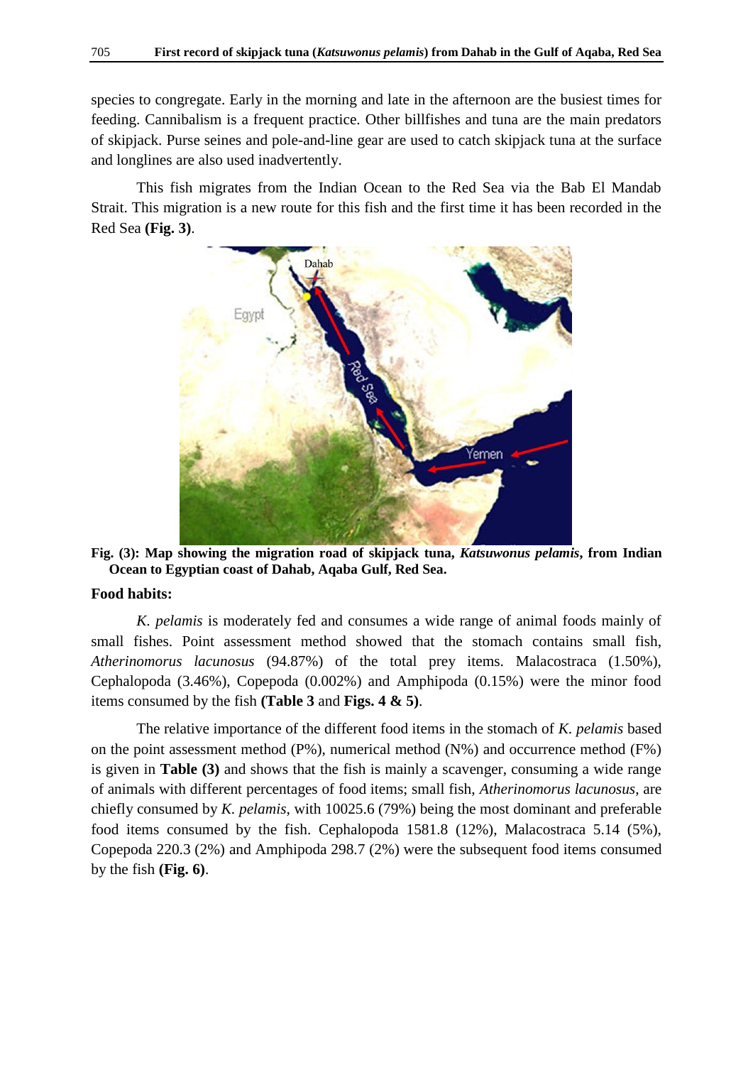species to congregate. Early in the morning and late in the afternoon are the busiest times for feeding. Cannibalism is a frequent practice. Other billfishes and tuna are the main predators of skipjack. Purse seines and pole-and-line gear are used to catch skipjack tuna at the surface and longlines are also used inadvertently.

This fish migrates from the Indian Ocean to the Red Sea via the Bab El Mandab Strait. This migration is a new route for this fish and the first time it has been recorded in the Red Sea **(Fig. 3)**.

**Fig. (3): Map showing the migration road of skipjack tuna, *Katsuwonus pelamis*, from Indian Ocean to Egyptian coast of Dahab, Aqaba Gulf, Red Sea.**

**Food habits:**

*K. pelamis* is moderately fed and consumes a wide range of animal foods mainly of small fishes. Point assessment method showed that the stomach contains small fish, *Atherinomorus lacunosus* (94.87%) of the total prey items. Malacostraca (1.50%), Cephalopoda (3.46%), Copepoda (0.002%) and Amphipoda (0.15%) were the minor food items consumed by the fish **(Table 3** and **Figs. 4 & 5)**.

The relative importance of the different food items in the stomach of *K. pelamis* based on the point assessment method (P%), numerical method (N%) and occurrence method (F%) is given in **Table (3)** and shows that the fish is mainly a scavenger, consuming a wide range of animals with different percentages of food items; small fish, *Atherinomorus lacunosus*, are chiefly consumed by *K. pelamis*, with 10025.6 (79%) being the most dominant and preferable food items consumed by the fish. Cephalopoda 1581.8 (12%), Malacostraca 5.14 (5%), Copepoda 220.3 (2%) and Amphipoda 298.7 (2%) were the subsequent food items consumed by the fish **(Fig. 6)**.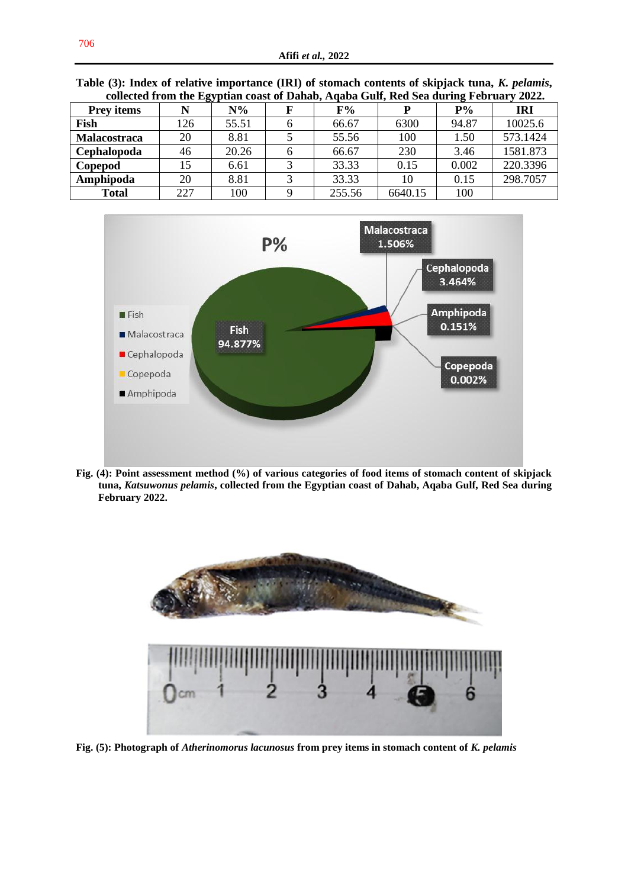**Table (3): Index of relative importance (IRI) of stomach contents of skipjack tuna, *K. pelamis*, collected from the Egyptian coast of Dahab, Aqaba Gulf, Red Sea during February 2022.**

| Prey items | N | N% | F | F% | P | P% | IRI |
|---|---|---|---|---|---|---|---|
| **Fish** | 126 | 55.51 | 6 | 66.67 | 6300 | 94.87 | 10025.6 |
| **Malacostraca** | 20 | 8.81 | 5 | 55.56 | 100 | 1.50 | 573.1424 |
| **Cephalopoda** | 46 | 20.26 | 6 | 66.67 | 230 | 3.46 | 1581.873 |
| **Copepod** | 15 | 6.61 | 3 | 33.33 | 0.15 | 0.002 | 220.3396 |
| **Amphipoda** | 20 | 8.81 | 3 | 33.33 | 10 | 0.15 | 298.7057 |
| **Total** | 227 | 100 | 9 | 255.56 | 6640.15 | 100 | |

**Fig. (4): Point assessment method (%) of various categories of food items of stomach content of skipjack tuna, *Katsuwonus pelamis*, collected from the Egyptian coast of Dahab, Aqaba Gulf, Red Sea during February 2022.**

**Fig. (5): Photograph of *Atherinomorus lacunosus* from prey items in stomach content of *K. pelamis***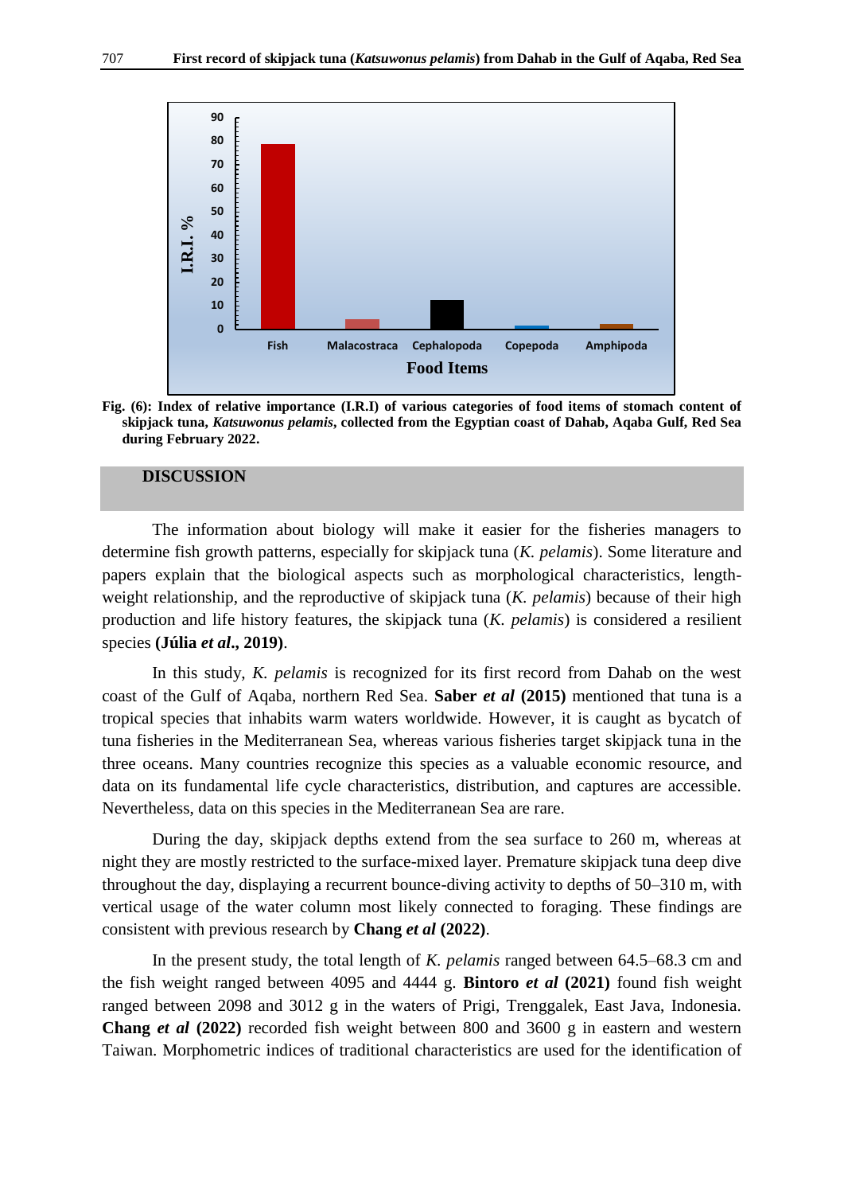Fig. (6): Index of relative importance (I.R.I) of various categories of food items of stomach content of skipjack tuna, *Katsuwonus pelamis*, collected from the Egyptian coast of Dahab, Aqaba Gulf, Red Sea during February 2022.

## DISCUSSION

The information about biology will make it easier for the fisheries managers to determine fish growth patterns, especially for skipjack tuna (*K. pelamis*). Some literature and papers explain that the biological aspects such as morphological characteristics, length-weight relationship, and the reproductive of skipjack tuna (*K. pelamis*) because of their high production and life history features, the skipjack tuna (*K. pelamis*) is considered a resilient species **(Júlia *et al*., 2019)**.

In this study, *K. pelamis* is recognized for its first record from Dahab on the west coast of the Gulf of Aqaba, northern Red Sea. **Saber *et al* (2015)** mentioned that tuna is a tropical species that inhabits warm waters worldwide. However, it is caught as bycatch of tuna fisheries in the Mediterranean Sea, whereas various fisheries target skipjack tuna in the three oceans. Many countries recognize this species as a valuable economic resource, and data on its fundamental life cycle characteristics, distribution, and captures are accessible. Nevertheless, data on this species in the Mediterranean Sea are rare.

During the day, skipjack depths extend from the sea surface to 260 m, whereas at night they are mostly restricted to the surface-mixed layer. Premature skipjack tuna deep dive throughout the day, displaying a recurrent bounce-diving activity to depths of 50–310 m, with vertical usage of the water column most likely connected to foraging. These findings are consistent with previous research by **Chang *et al* (2022)**.

In the present study, the total length of *K. pelamis* ranged between 64.5–68.3 cm and the fish weight ranged between 4095 and 4444 g. **Bintoro *et al* (2021)** found fish weight ranged between 2098 and 3012 g in the waters of Prigi, Trenggalek, East Java, Indonesia. **Chang *et al* (2022)** recorded fish weight between 800 and 3600 g in eastern and western Taiwan. Morphometric indices of traditional characteristics are used for the identification of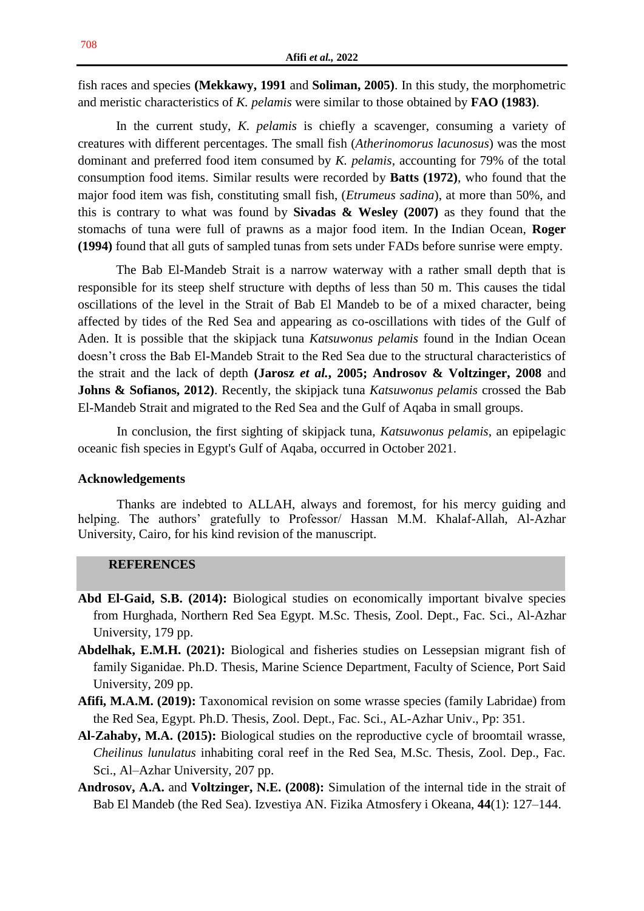fish races and species **(Mekkawy, 1991** and **Soliman, 2005)**. In this study, the morphometric and meristic characteristics of *K. pelamis* were similar to those obtained by **FAO (1983)**.

In the current study, *K. pelamis* is chiefly a scavenger, consuming a variety of creatures with different percentages. The small fish (*Atherinomorus lacunosus*) was the most dominant and preferred food item consumed by *K. pelamis*, accounting for 79% of the total consumption food items. Similar results were recorded by **Batts (1972)**, who found that the major food item was fish, constituting small fish, (*Etrumeus sadina*), at more than 50%, and this is contrary to what was found by **Sivadas & Wesley (2007)** as they found that the stomachs of tuna were full of prawns as a major food item. In the Indian Ocean, **Roger (1994)** found that all guts of sampled tunas from sets under FADs before sunrise were empty.

The Bab El-Mandeb Strait is a narrow waterway with a rather small depth that is responsible for its steep shelf structure with depths of less than 50 m. This causes the tidal oscillations of the level in the Strait of Bab El Mandeb to be of a mixed character, being affected by tides of the Red Sea and appearing as co-oscillations with tides of the Gulf of Aden. It is possible that the skipjack tuna *Katsuwonus pelamis* found in the Indian Ocean doesn't cross the Bab El-Mandeb Strait to the Red Sea due to the structural characteristics of the strait and the lack of depth **(Jarosz *et al.*, 2005; Androsov & Voltzinger, 2008** and **Johns & Sofianos, 2012)**. Recently, the skipjack tuna *Katsuwonus pelamis* crossed the Bab El-Mandeb Strait and migrated to the Red Sea and the Gulf of Aqaba in small groups.

In conclusion, the first sighting of skipjack tuna, *Katsuwonus pelamis*, an epipelagic oceanic fish species in Egypt's Gulf of Aqaba, occurred in October 2021.

## Acknowledgements

Thanks are indebted to ALLAH, always and foremost, for his mercy guiding and helping. The authors' gratefully to Professor/ Hassan M.M. Khalaf-Allah, Al-Azhar University, Cairo, for his kind revision of the manuscript.

## REFERENCES

**Abd El-Gaid, S.B. (2014):** Biological studies on economically important bivalve species from Hurghada, Northern Red Sea Egypt. M.Sc. Thesis, Zool. Dept., Fac. Sci., Al-Azhar University, 179 pp.

**Abdelhak, E.M.H. (2021):** Biological and fisheries studies on Lessepsian migrant fish of family Siganidae. Ph.D. Thesis, Marine Science Department, Faculty of Science, Port Said University, 209 pp.

**Afifi, M.A.M. (2019):** Taxonomical revision on some wrasse species (family Labridae) from the Red Sea, Egypt. Ph.D. Thesis, Zool. Dept., Fac. Sci., AL-Azhar Univ., Pp: 351.

**Al-Zahaby, M.A. (2015):** Biological studies on the reproductive cycle of broomtail wrasse, *Cheilinus lunulatus* inhabiting coral reef in the Red Sea, M.Sc. Thesis, Zool. Dep., Fac. Sci., Al–Azhar University, 207 pp.

**Androsov, A.A.** and **Voltzinger, N.E. (2008):** Simulation of the internal tide in the strait of Bab El Mandeb (the Red Sea). Izvestiya AN. Fizika Atmosfery i Okeana, **44**(1): 127–144.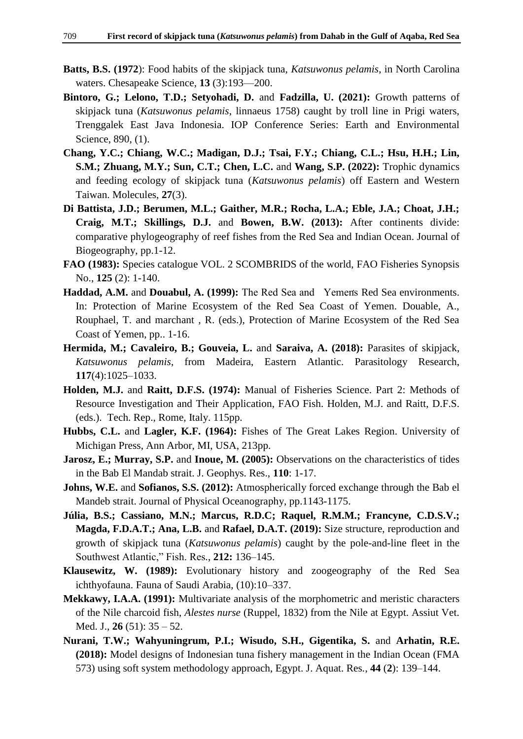**Batts, B.S. (1972**): Food habits of the skipjack tuna, *Katsuwonus pelamis*, in North Carolina waters. Chesapeake Science, **13** (3):193—200.

**Bintoro, G.; Lelono, T.D.; Setyohadi, D.** and **Fadzilla, U. (2021):** Growth patterns of skipjack tuna (*Katsuwonus pelamis*, linnaeus 1758) caught by troll line in Prigi waters, Trenggalek East Java Indonesia. IOP Conference Series: Earth and Environmental Science, 890, (1).

**Chang, Y.C.; Chiang, W.C.; Madigan, D.J.; Tsai, F.Y.; Chiang, C.L.; Hsu, H.H.; Lin, S.M.; Zhuang, M.Y.; Sun, C.T.; Chen, L.C.** and **Wang, S.P. (2022):** Trophic dynamics and feeding ecology of skipjack tuna (*Katsuwonus pelamis*) off Eastern and Western Taiwan. Molecules, **27**(3).

**Di Battista, J.D.; Berumen, M.L.; Gaither, M.R.; Rocha, L.A.; Eble, J.A.; Choat, J.H.; Craig, M.T.; Skillings, D.J.** and **Bowen, B.W. (2013):** After continents divide: comparative phylogeography of reef fishes from the Red Sea and Indian Ocean. Journal of Biogeography, pp.1-12.

**FAO (1983):** Species catalogue VOL. 2 SCOMBRIDS of the world, FAO Fisheries Synopsis No., **125** (2): 1-140.

**Haddad, A.M.** and **Douabul, A. (1999):** The Red Sea and Yemen's Red Sea environments. In: Protection of Marine Ecosystem of the Red Sea Coast of Yemen. Douable, A., Rouphael, T. and marchant , R. (eds.), Protection of Marine Ecosystem of the Red Sea Coast of Yemen, pp.. 1-16.

**Hermida, M.; Cavaleiro, B.; Gouveia, L.** and **Saraiva, A. (2018):** Parasites of skipjack, *Katsuwonus pelamis*, from Madeira, Eastern Atlantic. Parasitology Research, **117**(4):1025–1033.

**Holden, M.J.** and **Raitt, D.F.S. (1974):** Manual of Fisheries Science. Part 2: Methods of Resource Investigation and Their Application, FAO Fish. Holden, M.J. and Raitt, D.F.S. (eds.). Tech. Rep., Rome, Italy. 115pp.

**Hubbs, C.L.** and **Lagler, K.F. (1964):** Fishes of The Great Lakes Region. University of Michigan Press, Ann Arbor, MI, USA, 213pp.

**Jarosz, E.; Murray, S.P.** and **Inoue, M. (2005):** Observations on the characteristics of tides in the Bab El Mandab strait. J. Geophys. Res., **110**: 1-17.

**Johns, W.E.** and **Sofianos, S.S. (2012):** Atmospherically forced exchange through the Bab el Mandeb strait. Journal of Physical Oceanography, pp.1143-1175.

**Júlia, B.S.; Cassiano, M.N.; Marcus, R.D.C; Raquel, R.M.M.; Francyne, C.D.S.V.; Magda, F.D.A.T.; Ana, L.B.** and **Rafael, D.A.T. (2019):** Size structure, reproduction and growth of skipjack tuna (*Katsuwonus pelamis*) caught by the pole-and-line fleet in the Southwest Atlantic," Fish. Res., **212:** 136–145.

**Klausewitz, W. (1989):** Evolutionary history and zoogeography of the Red Sea ichthyofauna. Fauna of Saudi Arabia, (10):10–337.

**Mekkawy, I.A.A. (1991):** Multivariate analysis of the morphometric and meristic characters of the Nile charcoid fish, *Alestes nurse* (Ruppel, 1832) from the Nile at Egypt. Assiut Vet. Med. J., **26** (51): 35 – 52.

**Nurani, T.W.; Wahyuningrum, P.I.; Wisudo, S.H., Gigentika, S.** and **Arhatin, R.E. (2018):** Model designs of Indonesian tuna fishery management in the Indian Ocean (FMA 573) using soft system methodology approach, Egypt. J. Aquat. Res., **44** (**2**): 139–144.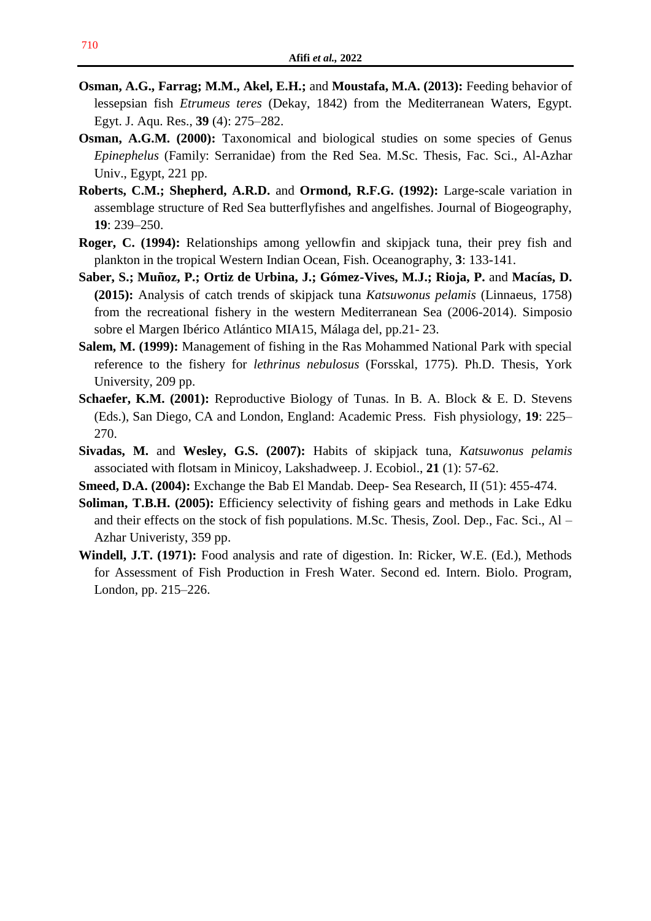**Osman, A.G., Farrag; M.M., Akel, E.H.;** and **Moustafa, M.A. (2013):** Feeding behavior of lessepsian fish *Etrumeus teres* (Dekay, 1842) from the Mediterranean Waters, Egypt. Egyt. J. Aqu. Res., **39** (4): 275–282.

**Osman, A.G.M. (2000):** Taxonomical and biological studies on some species of Genus *Epinephelus* (Family: Serranidae) from the Red Sea. M.Sc. Thesis, Fac. Sci., Al-Azhar Univ., Egypt, 221 pp.

**Roberts, C.M.; Shepherd, A.R.D.** and **Ormond, R.F.G. (1992):** Large-scale variation in assemblage structure of Red Sea butterflyfishes and angelfishes. Journal of Biogeography, **19**: 239–250.

**Roger, C. (1994):** Relationships among yellowfin and skipjack tuna, their prey fish and plankton in the tropical Western Indian Ocean, Fish. Oceanography, **3**: 133-141.

**Saber, S.; Muñoz, P.; Ortiz de Urbina, J.; Gómez-Vives, M.J.; Rioja, P.** and **Macías, D. (2015):** Analysis of catch trends of skipjack tuna *Katsuwonus pelamis* (Linnaeus, 1758) from the recreational fishery in the western Mediterranean Sea (2006-2014). Simposio sobre el Margen Ibérico Atlántico MIA15, Málaga del, pp.21- 23.

**Salem, M. (1999):** Management of fishing in the Ras Mohammed National Park with special reference to the fishery for *lethrinus nebulosus* (Forsskal, 1775). Ph.D. Thesis, York University, 209 pp.

**Schaefer, K.M. (2001):** Reproductive Biology of Tunas. In B. A. Block & E. D. Stevens (Eds.), San Diego, CA and London, England: Academic Press. Fish physiology, **19**: 225–270.

**Sivadas, M.** and **Wesley, G.S. (2007):** Habits of skipjack tuna, *Katsuwonus pelamis* associated with flotsam in Minicoy, Lakshadweep. J. Ecobiol., **21** (1): 57-62.

**Smeed, D.A. (2004):** Exchange the Bab El Mandab. Deep- Sea Research, II (51): 455-474.

**Soliman, T.B.H. (2005):** Efficiency selectivity of fishing gears and methods in Lake Edku and their effects on the stock of fish populations. M.Sc. Thesis, Zool. Dep., Fac. Sci., Al – Azhar Univeristy, 359 pp.

**Windell, J.T. (1971):** Food analysis and rate of digestion. In: Ricker, W.E. (Ed.), Methods for Assessment of Fish Production in Fresh Water. Second ed. Intern. Biolo. Program, London, pp. 215–226.